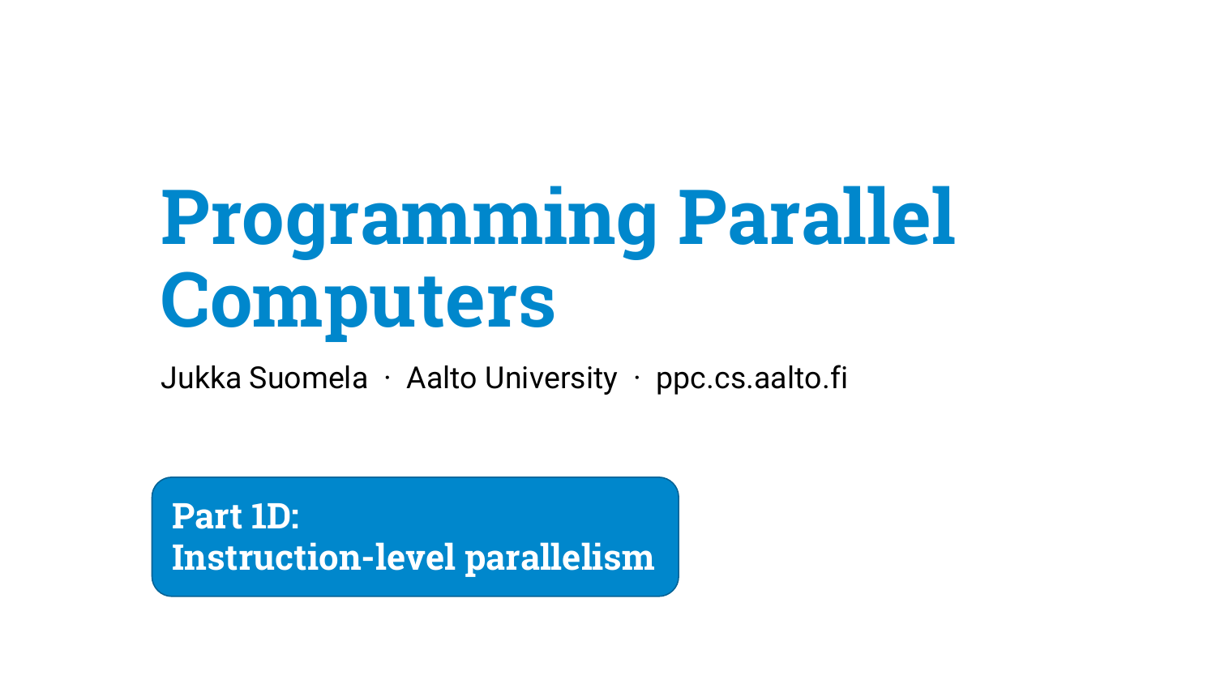# Programming Parallel Computers

Jukka Suomela · Aalto University · ppc.cs.aalto.fi

## Part 1D: Instruction-level parallelism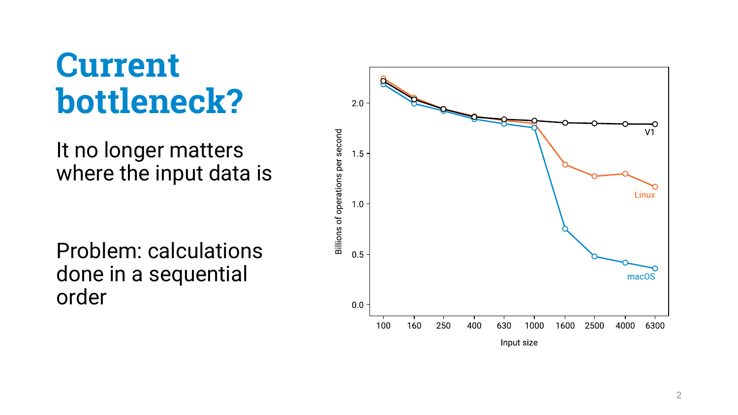# Current bottleneck?

It no longer matters where the input data is

Problem: calculations done in a sequential order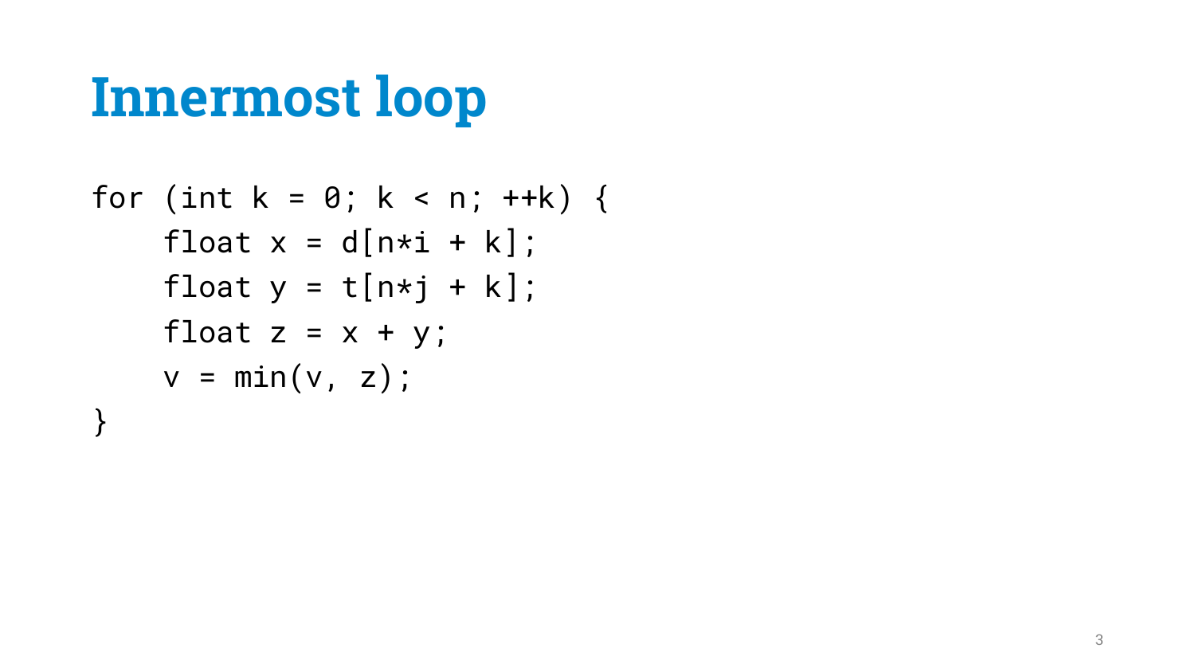# Innermost loop

```
for (int k = 0; k < n; ++k) {
    float x = d[n*i + k];
    float y = t[n*j + k];
    float z = x + y;
    v = min(v, z);
}
```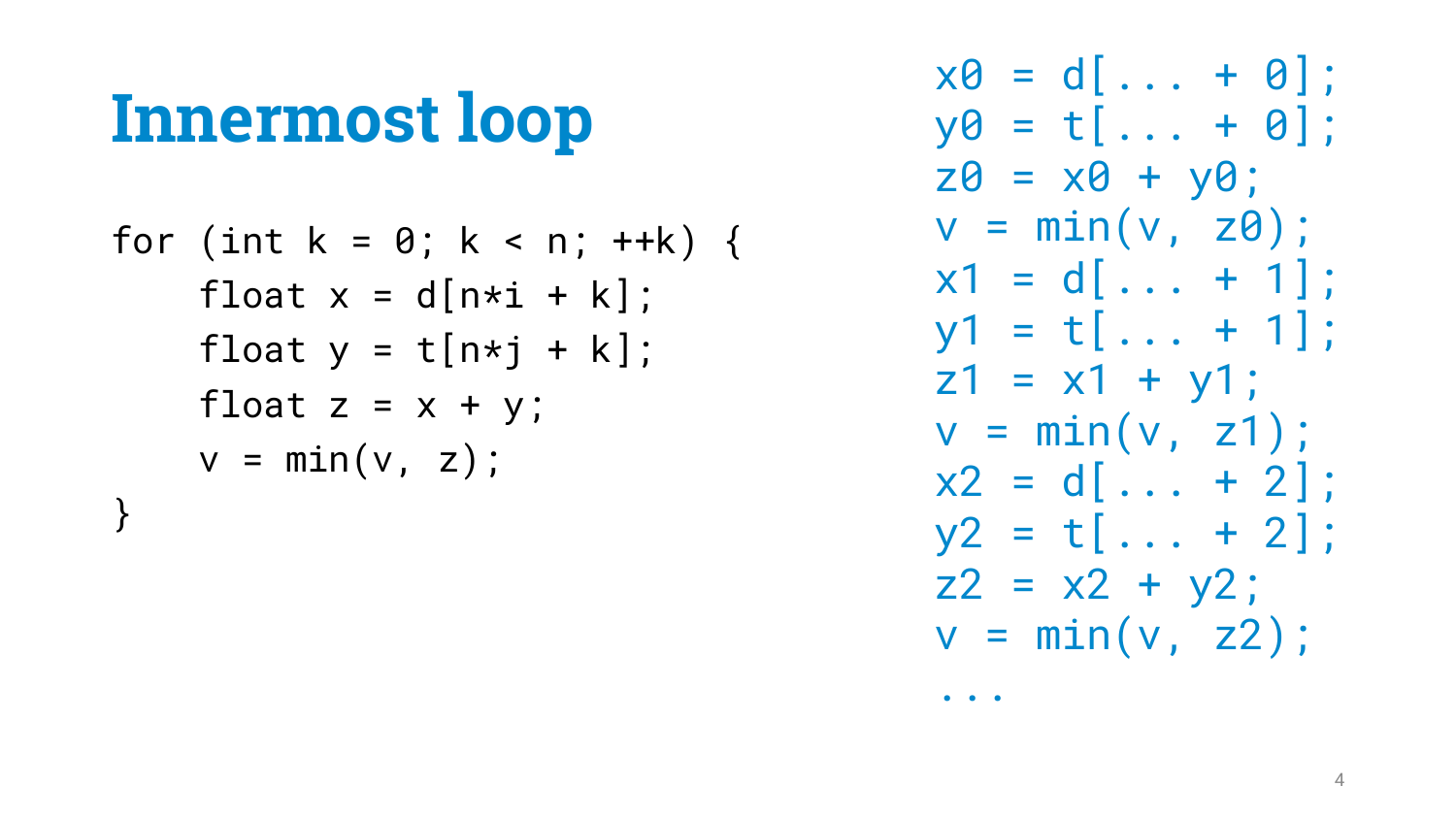# Innermost loop

```
for (int k = 0; k < n; ++k) {
    float x = d[n*i + k];
    float y = t[n*j + k];
    float z = x + y;
    v = min(v, z);
}
```

```
x0 = d[... + 0];
y0 = t[... + 0];
z0 = x0 + y0;
v = min(v, z0);
x1 = d[... + 1];
y1 = t[... + 1];
z1 = x1 + y1;
v = min(v, z1);
x2 = d[... + 2];
y2 = t[... + 2];
z2 = x2 + y2;
v = min(v, z2);
...
```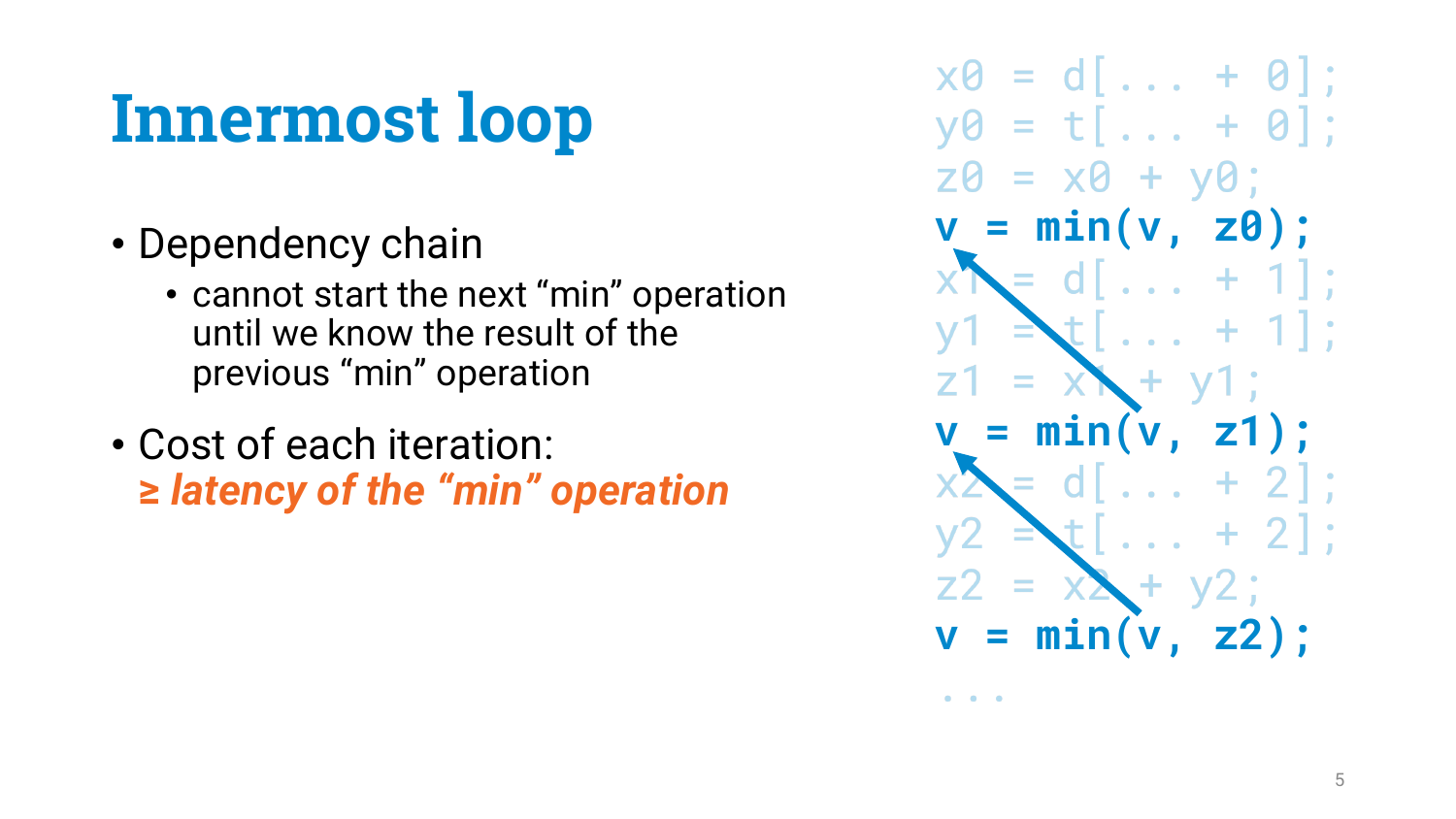# Innermost loop

- Dependency chain
  - cannot start the next "min" operation until we know the result of the previous "min" operation
- Cost of each iteration: *≥ latency of the "min" operation*

```
x0 = d[... + 0];
y0 = t[... + 0];
z0 = x0 + y0;
v = min(v, z0);
x1 = d[... + 1];
y1 = t[... + 1];
z1 = x1 + y1;
v = min(v, z1);
x2 = d[... + 2];
y2 = t[... + 2];
z2 = x2 + y2;
v = min(v, z2);
...
```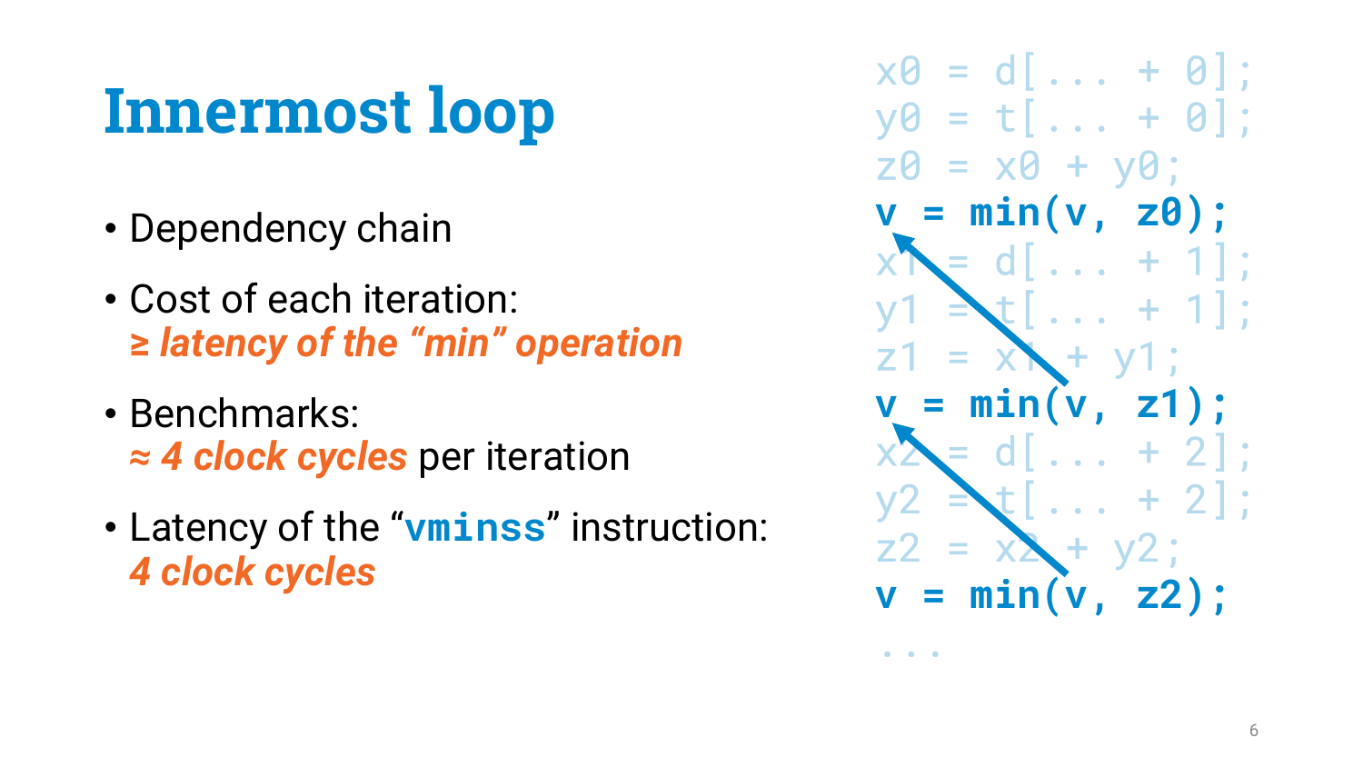# Innermost loop

- Dependency chain
- Cost of each iteration:
  ***≥ latency of the "min" operation***
- Benchmarks:
  ***≈ 4 clock cycles*** per iteration
- Latency of the "`vminss`" instruction:
  ***4 clock cycles***

```
x0 = d[... + 0];
y0 = t[... + 0];
z0 = x0 + y0;
v = min(v, z0);
x1 = d[... + 1];
y1 = t[... + 1];
z1 = x1 + y1;
v = min(v, z1);
x2 = d[... + 2];
y2 = t[... + 2];
z2 = x2 + y2;
v = min(v, z2);
...
```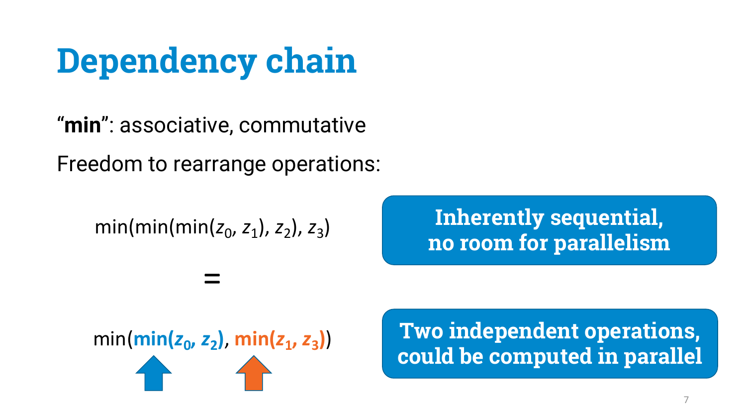# Dependency chain

"**min**": associative, commutative

Freedom to rearrange operations:

$$\min(\min(\min(z_0, z_1), z_2), z_3)$$

**Inherently sequential, no room for parallelism**

$$=$$

$$\min(\min(z_0, z_2), \min(z_1, z_3))$$

**Two independent operations, could be computed in parallel**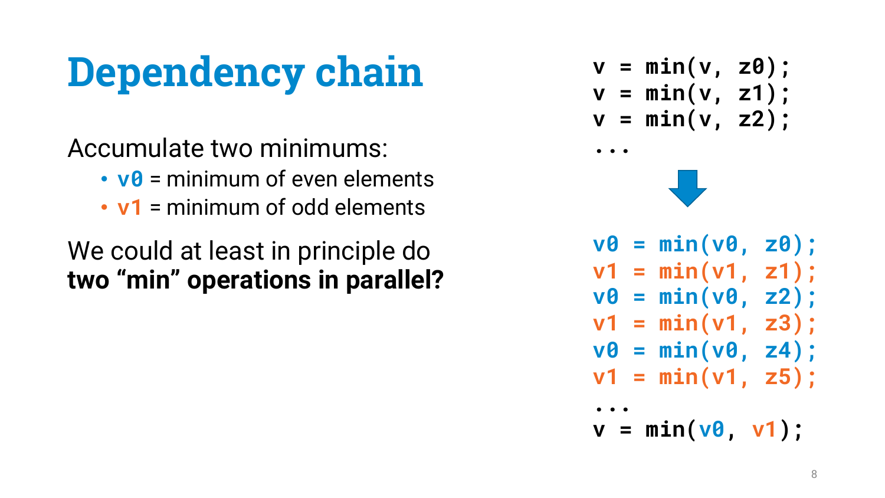# Dependency chain

Accumulate two minimums:

- `v0` = minimum of even elements
- `v1` = minimum of odd elements

We could at least in principle do **two "min" operations in parallel?**

```
v = min(v, z0);
v = min(v, z1);
v = min(v, z2);
...
```

↓

```
v0 = min(v0, z0);
v1 = min(v1, z1);
v0 = min(v0, z2);
v1 = min(v1, z3);
v0 = min(v0, z4);
v1 = min(v1, z5);
...
v = min(v0, v1);
```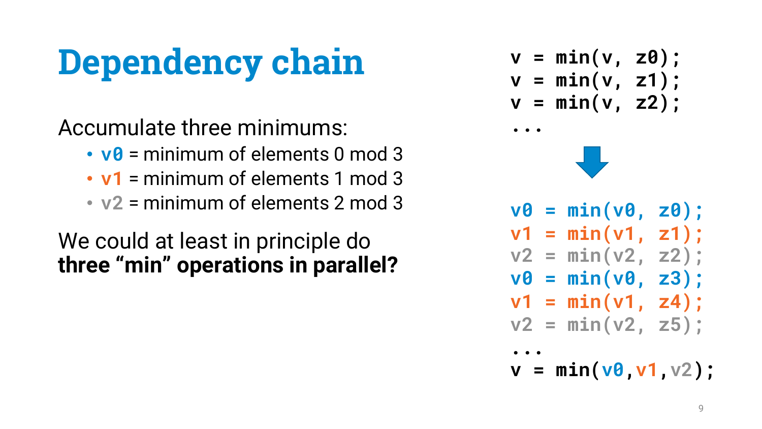# Dependency chain

Accumulate three minimums:

- `v0` = minimum of elements 0 mod 3
- `v1` = minimum of elements 1 mod 3
- `v2` = minimum of elements 2 mod 3

We could at least in principle do **three "min" operations in parallel?**

```
v = min(v, z0);
v = min(v, z1);
v = min(v, z2);
...
```

```
v0 = min(v0, z0);
v1 = min(v1, z1);
v2 = min(v2, z2);
v0 = min(v0, z3);
v1 = min(v1, z4);
v2 = min(v2, z5);
...
v = min(v0,v1,v2);
```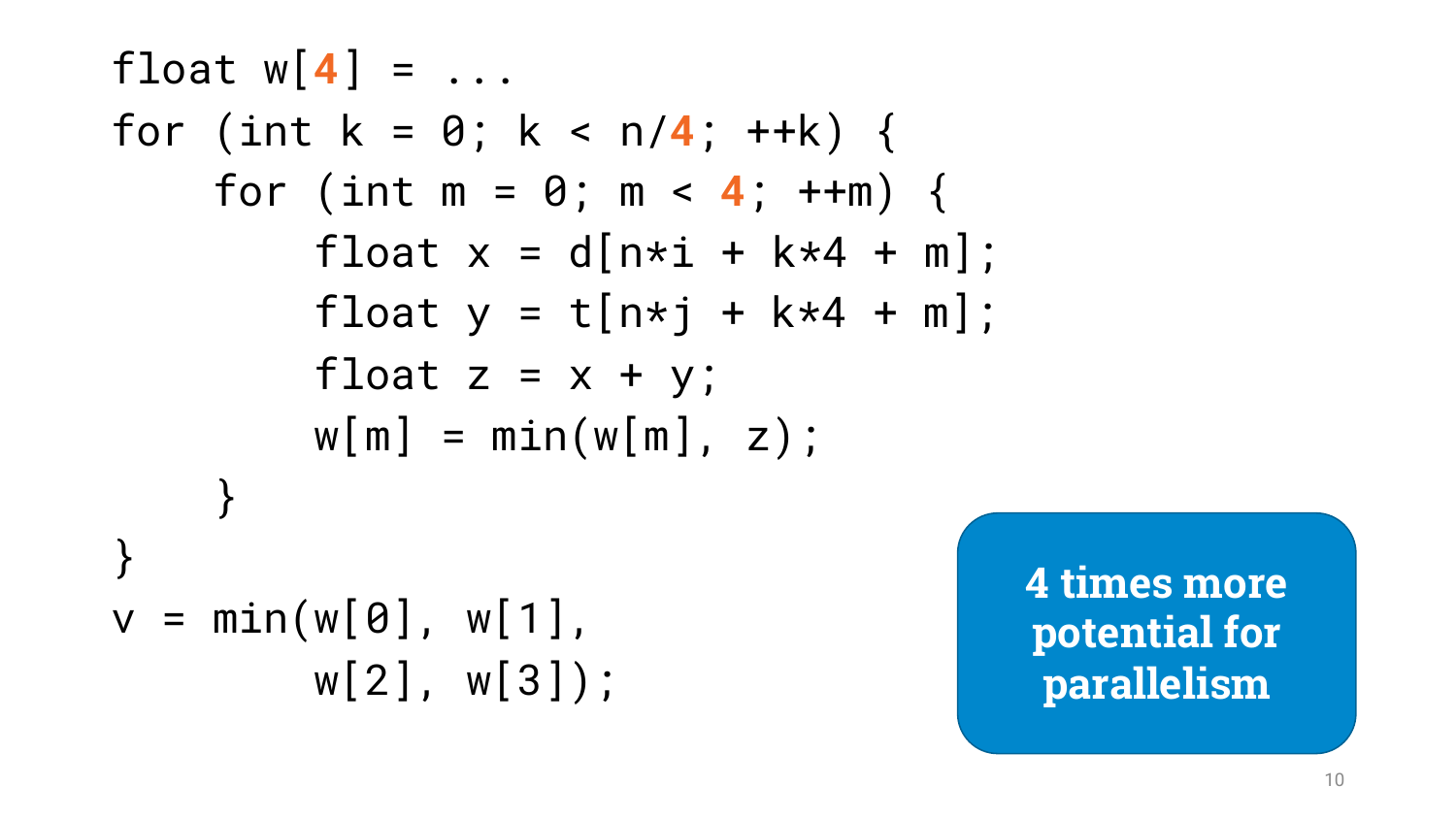```
float w[4] = ...
for (int k = 0; k < n/4; ++k) {
    for (int m = 0; m < 4; ++m) {
        float x = d[n*i + k*4 + m];
        float y = t[n*j + k*4 + m];
        float z = x + y;
        w[m] = min(w[m], z);
    }
}
v = min(w[0], w[1],
        w[2], w[3]);
```

**4 times more potential for parallelism**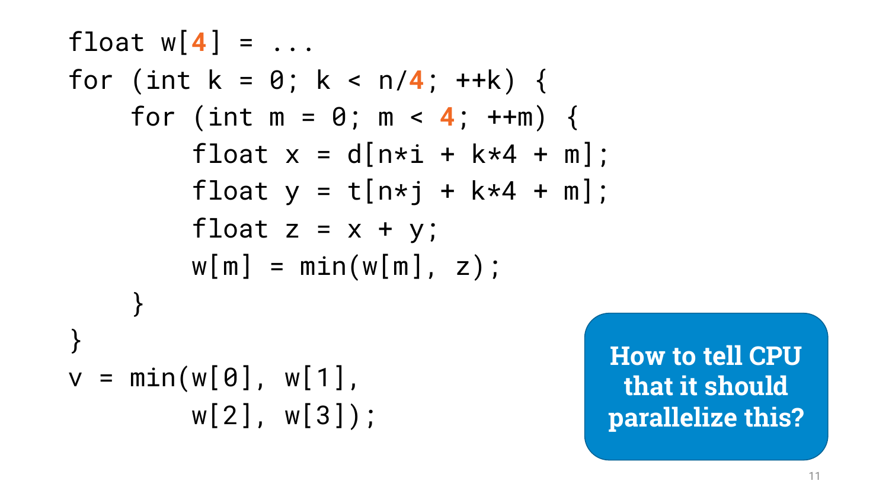```
float w[4] = ...
for (int k = 0; k < n/4; ++k) {
    for (int m = 0; m < 4; ++m) {
        float x = d[n*i + k*4 + m];
        float y = t[n*j + k*4 + m];
        float z = x + y;
        w[m] = min(w[m], z);
    }
}
v = min(w[0], w[1],
        w[2], w[3]);
```

**How to tell CPU that it should parallelize this?**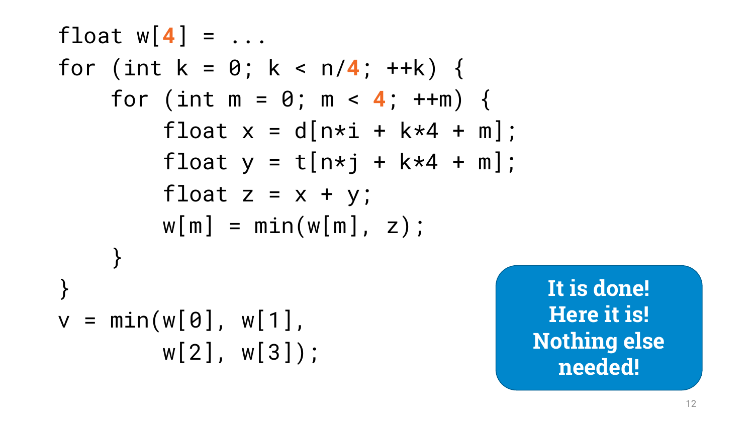```
float w[4] = ...
for (int k = 0; k < n/4; ++k) {
    for (int m = 0; m < 4; ++m) {
        float x = d[n*i + k*4 + m];
        float y = t[n*j + k*4 + m];
        float z = x + y;
        w[m] = min(w[m], z);
    }
}
v = min(w[0], w[1],
        w[2], w[3]);
```

**It is done! Here it is! Nothing else needed!**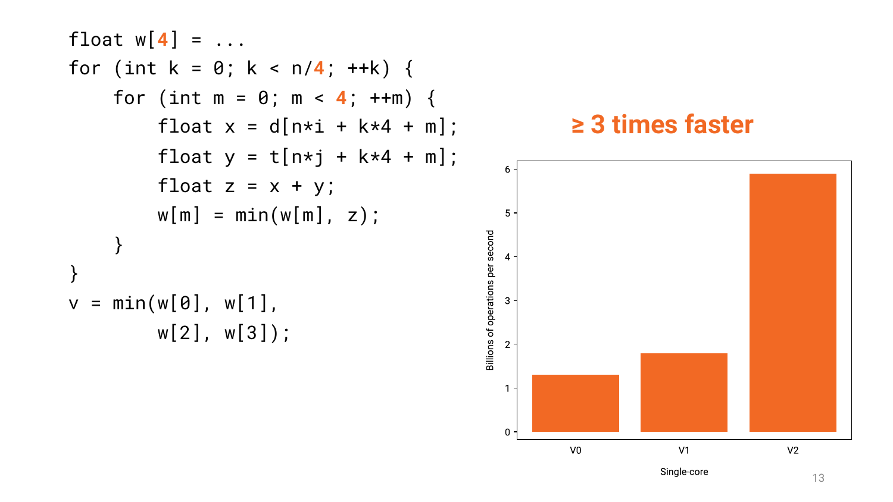```
float w[4] = ...
for (int k = 0; k < n/4; ++k) {
    for (int m = 0; m < 4; ++m) {
        float x = d[n*i + k*4 + m];
        float y = t[n*j + k*4 + m];
        float z = x + y;
        w[m] = min(w[m], z);
    }
}
v = min(w[0], w[1],
        w[2], w[3]);
```

## ≥ 3 times faster

| Single-core | Billions of operations per second |
|---|---|
| V0 | ~1.3 |
| V1 | ~1.8 |
| V2 | ~5.9 |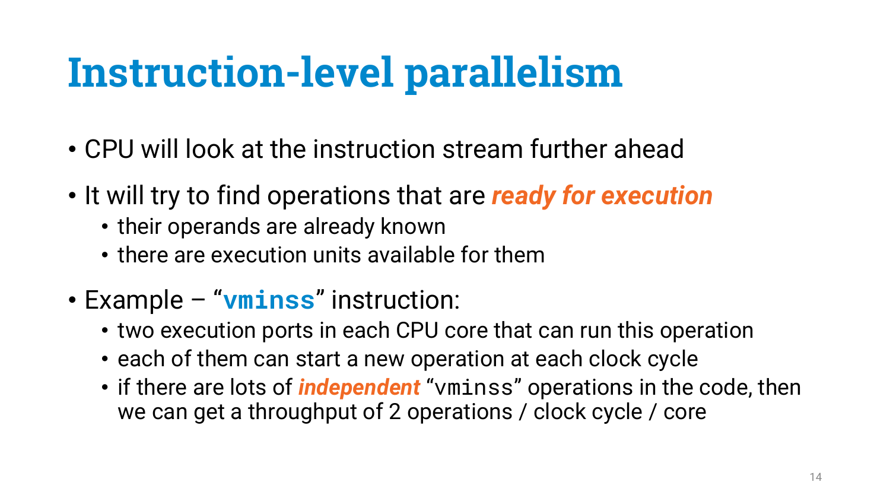# Instruction-level parallelism

- CPU will look at the instruction stream further ahead
- It will try to find operations that are ***ready for execution***
  - their operands are already known
  - there are execution units available for them
- Example – "**`vminss`**" instruction:
  - two execution ports in each CPU core that can run this operation
  - each of them can start a new operation at each clock cycle
  - if there are lots of ***independent*** "`vminss`" operations in the code, then we can get a throughput of 2 operations / clock cycle / core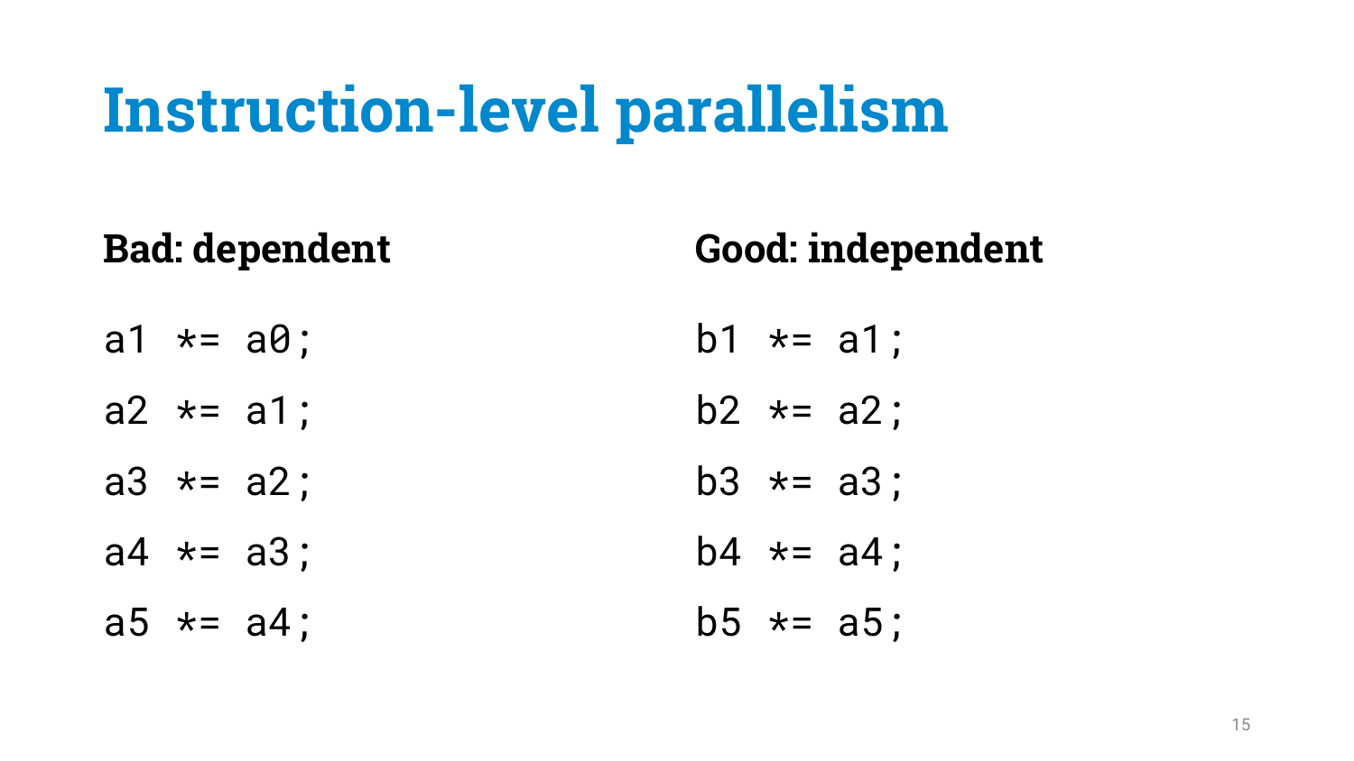# Instruction-level parallelism

**Bad: dependent**

```
a1 *= a0;
a2 *= a1;
a3 *= a2;
a4 *= a3;
a5 *= a4;
```

**Good: independent**

```
b1 *= a1;
b2 *= a2;
b3 *= a3;
b4 *= a4;
b5 *= a5;
```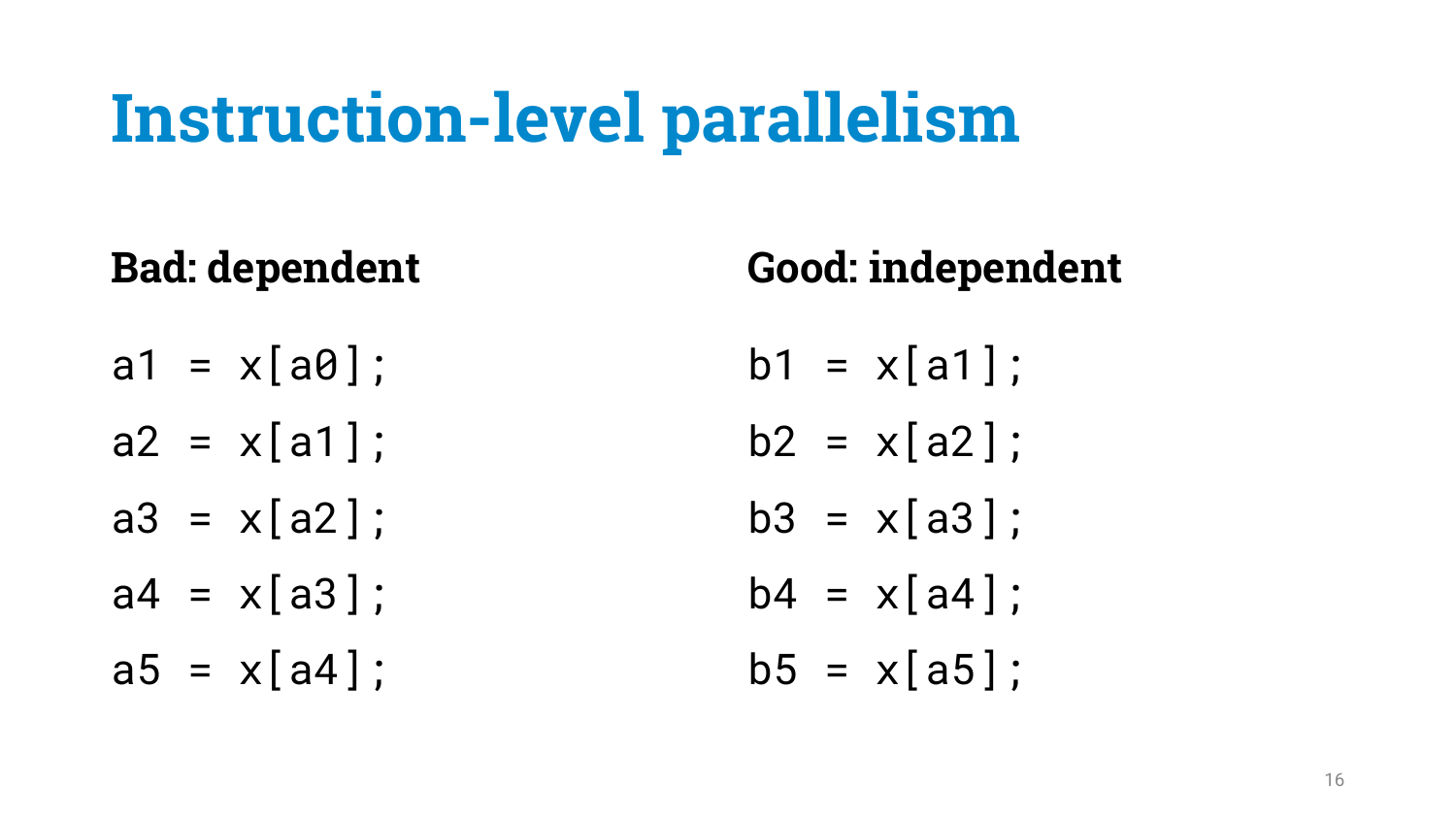# Instruction-level parallelism

**Bad: dependent**

```
a1 = x[a0];
a2 = x[a1];
a3 = x[a2];
a4 = x[a3];
a5 = x[a4];
```

**Good: independent**

```
b1 = x[a1];
b2 = x[a2];
b3 = x[a3];
b4 = x[a4];
b5 = x[a5];
```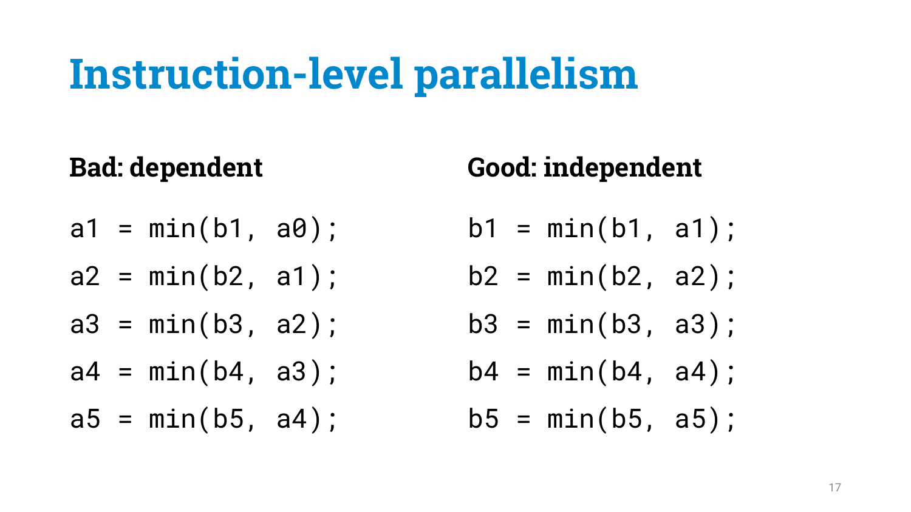# Instruction-level parallelism

**Bad: dependent**

```
a1 = min(b1, a0);
a2 = min(b2, a1);
a3 = min(b3, a2);
a4 = min(b4, a3);
a5 = min(b5, a4);
```

**Good: independent**

```
b1 = min(b1, a1);
b2 = min(b2, a2);
b3 = min(b3, a3);
b4 = min(b4, a4);
b5 = min(b5, a5);
```